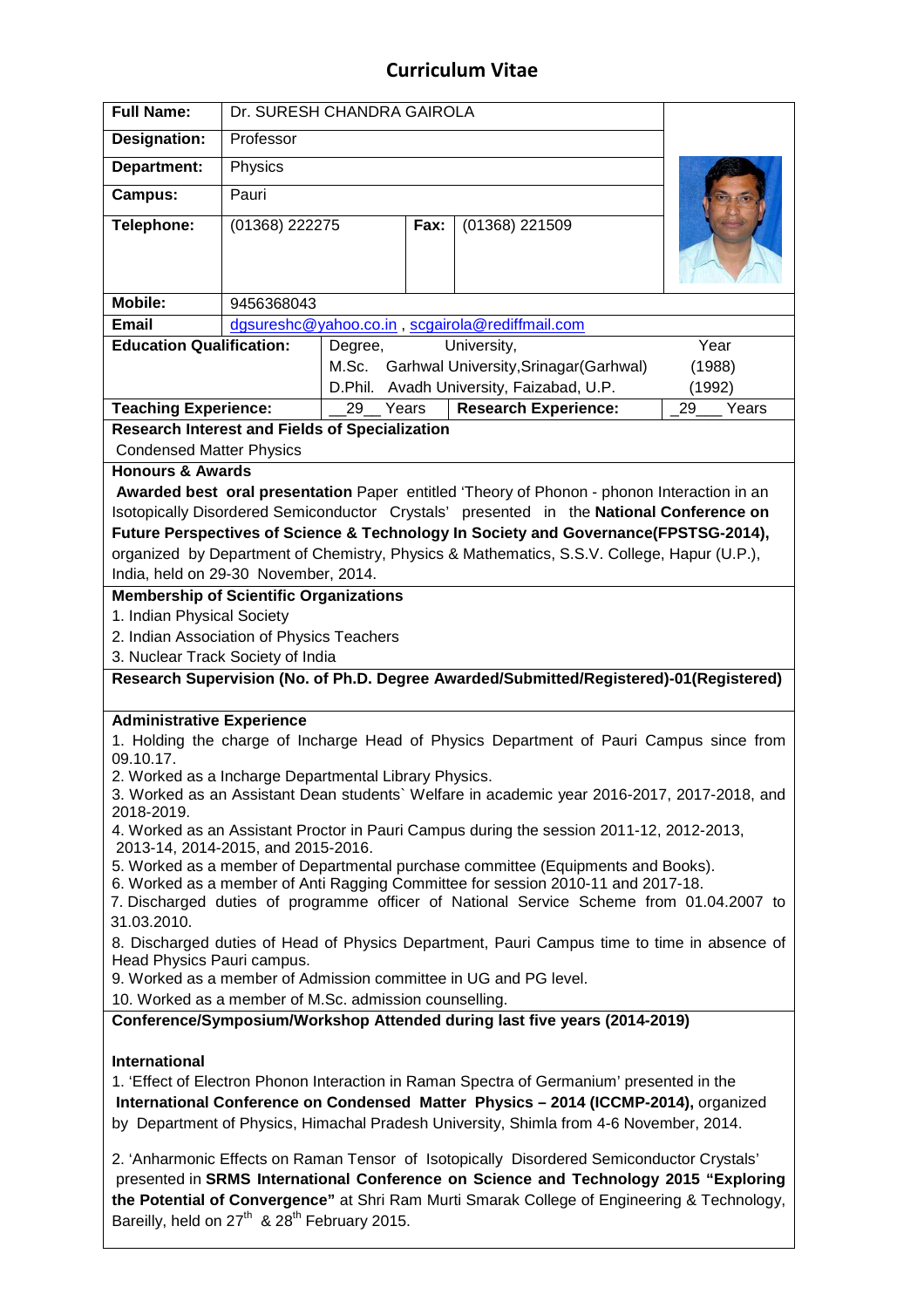# Curriculum Vitae

| | |
|---|---|
| **Full Name:** | Dr. SURESH CHANDRA GAIROLA |
| **Designation:** | Professor |
| **Department:** | Physics |
| **Campus:** | Pauri |
| **Telephone:** | (01368) 222275 **Fax:** (01368) 221509 |
| **Mobile:** | 9456368043 |
| **Email** | dgsureshc@yahoo.co.in , scgairola@rediffmail.com |

**Education Qualification:**

| Degree, | University, | Year |
|---|---|---|
| M.Sc. | Garhwal University,Srinagar(Garhwal) | (1988) |
| D.Phil. | Avadh University, Faizabad, U.P. | (1992) |

**Teaching Experience:** __29__ Years **Research Experience:** _29___ Years

**Research Interest and Fields of Specialization**

Condensed Matter Physics

**Honours & Awards**

**Awarded best oral presentation** Paper entitled 'Theory of Phonon - phonon Interaction in an Isotopically Disordered Semiconductor Crystals' presented in the **National Conference on Future Perspectives of Science & Technology In Society and Governance(FPSTSG-2014),** organized by Department of Chemistry, Physics & Mathematics, S.S.V. College, Hapur (U.P.), India, held on 29-30 November, 2014.

**Membership of Scientific Organizations**

1. Indian Physical Society
2. Indian Association of Physics Teachers
3. Nuclear Track Society of India

**Research Supervision (No. of Ph.D. Degree Awarded/Submitted/Registered)-01(Registered)**

**Administrative Experience**

1. Holding the charge of Incharge Head of Physics Department of Pauri Campus since from 09.10.17.
2. Worked as a Incharge Departmental Library Physics.
3. Worked as an Assistant Dean students` Welfare in academic year 2016-2017, 2017-2018, and 2018-2019.
4. Worked as an Assistant Proctor in Pauri Campus during the session 2011-12, 2012-2013, 2013-14, 2014-2015, and 2015-2016.
5. Worked as a member of Departmental purchase committee (Equipments and Books).
6. Worked as a member of Anti Ragging Committee for session 2010-11 and 2017-18.
7. Discharged duties of programme officer of National Service Scheme from 01.04.2007 to 31.03.2010.
8. Discharged duties of Head of Physics Department, Pauri Campus time to time in absence of Head Physics Pauri campus.
9. Worked as a member of Admission committee in UG and PG level.
10. Worked as a member of M.Sc. admission counselling.

**Conference/Symposium/Workshop Attended during last five years (2014-2019)**

**International**

1. 'Effect of Electron Phonon Interaction in Raman Spectra of Germanium' presented in the **International Conference on Condensed Matter Physics – 2014 (ICCMP-2014),** organized by Department of Physics, Himachal Pradesh University, Shimla from 4-6 November, 2014.

2. 'Anharmonic Effects on Raman Tensor of Isotopically Disordered Semiconductor Crystals' presented in **SRMS International Conference on Science and Technology 2015 "Exploring the Potential of Convergence"** at Shri Ram Murti Smarak College of Engineering & Technology, Bareilly, held on 27th & 28th February 2015.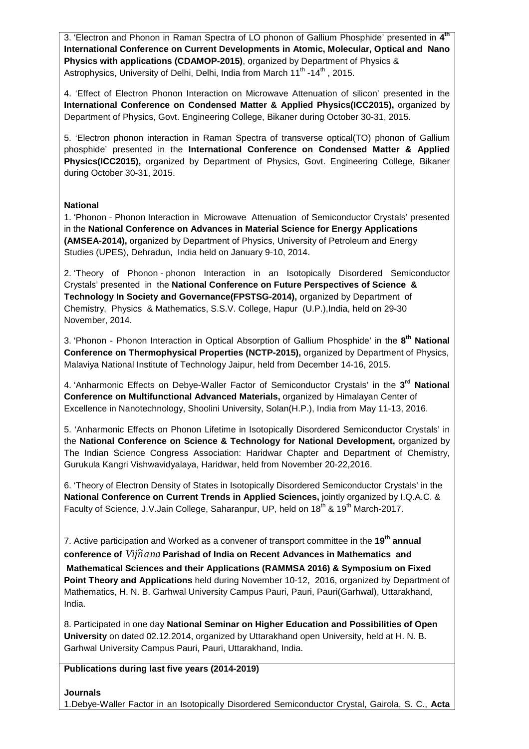3. 'Electron and Phonon in Raman Spectra of LO phonon of Gallium Phosphide' presented in **4th International Conference on Current Developments in Atomic, Molecular, Optical and Nano Physics with applications (CDAMOP-2015)**, organized by Department of Physics & Astrophysics, University of Delhi, Delhi, India from March 11th -14th , 2015.

4. 'Effect of Electron Phonon Interaction on Microwave Attenuation of silicon' presented in the **International Conference on Condensed Matter & Applied Physics(ICC2015),** organized by Department of Physics, Govt. Engineering College, Bikaner during October 30-31, 2015.

5. 'Electron phonon interaction in Raman Spectra of transverse optical(TO) phonon of Gallium phosphide' presented in the **International Conference on Condensed Matter & Applied Physics(ICC2015),** organized by Department of Physics, Govt. Engineering College, Bikaner during October 30-31, 2015.

**National**

1. 'Phonon - Phonon Interaction in Microwave Attenuation of Semiconductor Crystals' presented in the **National Conference on Advances in Material Science for Energy Applications (AMSEA-2014),** organized by Department of Physics, University of Petroleum and Energy Studies (UPES), Dehradun, India held on January 9-10, 2014.

2. 'Theory of Phonon - phonon Interaction in an Isotopically Disordered Semiconductor Crystals' presented in the **National Conference on Future Perspectives of Science & Technology In Society and Governance(FPSTSG-2014),** organized by Department of Chemistry, Physics & Mathematics, S.S.V. College, Hapur (U.P.),India, held on 29-30 November, 2014.

3. 'Phonon - Phonon Interaction in Optical Absorption of Gallium Phosphide' in the **8th National Conference on Thermophysical Properties (NCTP-2015),** organized by Department of Physics, Malaviya National Institute of Technology Jaipur, held from December 14-16, 2015.

4. 'Anharmonic Effects on Debye-Waller Factor of Semiconductor Crystals' in the **3rd National Conference on Multifunctional Advanced Materials,** organized by Himalayan Center of Excellence in Nanotechnology, Shoolini University, Solan(H.P.), India from May 11-13, 2016.

5. 'Anharmonic Effects on Phonon Lifetime in Isotopically Disordered Semiconductor Crystals' in the **National Conference on Science & Technology for National Development,** organized by The Indian Science Congress Association: Haridwar Chapter and Department of Chemistry, Gurukula Kangri Vishwavidyalaya, Haridwar, held from November 20-22,2016.

6. 'Theory of Electron Density of States in Isotopically Disordered Semiconductor Crystals' in the **National Conference on Current Trends in Applied Sciences,** jointly organized by I.Q.A.C. & Faculty of Science, J.V.Jain College, Saharanpur, UP, held on 18th & 19th March-2017.

7. Active participation and Worked as a convener of transport committee in the **19th annual conference of** $Vij\tilde{n}\bar{a}na$ **Parishad of India on Recent Advances in Mathematics and Mathematical Sciences and their Applications (RAMMSA 2016) & Symposium on Fixed Point Theory and Applications** held during November 10-12, 2016, organized by Department of Mathematics, H. N. B. Garhwal University Campus Pauri, Pauri, Pauri(Garhwal), Uttarakhand, India.

8. Participated in one day **National Seminar on Higher Education and Possibilities of Open University** on dated 02.12.2014, organized by Uttarakhand open University, held at H. N. B. Garhwal University Campus Pauri, Pauri, Uttarakhand, India.

**Publications during last five years (2014-2019)**

**Journals**

1.Debye-Waller Factor in an Isotopically Disordered Semiconductor Crystal, Gairola, S. C., **Acta**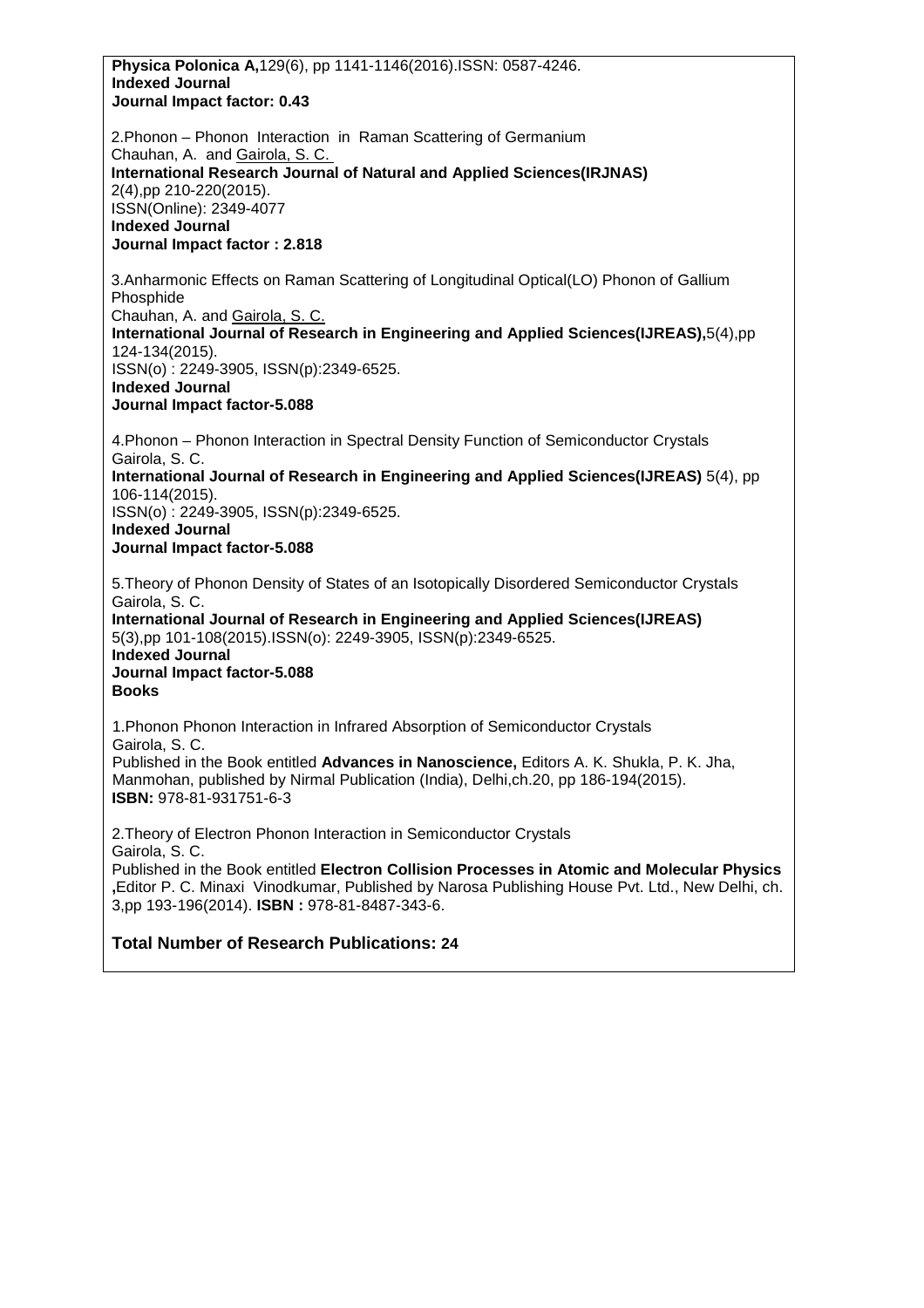**Physica Polonica A,**129(6), pp 1141-1146(2016).ISSN: 0587-4246.
**Indexed Journal**
**Journal Impact factor: 0.43**

2.Phonon – Phonon Interaction in Raman Scattering of Germanium
Chauhan, A. and Gairola, S. C.
**International Research Journal of Natural and Applied Sciences(IRJNAS)**
2(4),pp 210-220(2015).
ISSN(Online): 2349-4077
**Indexed Journal**
**Journal Impact factor : 2.818**

3.Anharmonic Effects on Raman Scattering of Longitudinal Optical(LO) Phonon of Gallium Phosphide
Chauhan, A. and Gairola, S. C.
**International Journal of Research in Engineering and Applied Sciences(IJREAS),**5(4),pp 124-134(2015).
ISSN(o) : 2249-3905, ISSN(p):2349-6525.
**Indexed Journal**
**Journal Impact factor-5.088**

4.Phonon – Phonon Interaction in Spectral Density Function of Semiconductor Crystals
Gairola, S. C.
**International Journal of Research in Engineering and Applied Sciences(IJREAS)** 5(4), pp 106-114(2015).
ISSN(o) : 2249-3905, ISSN(p):2349-6525.
**Indexed Journal**
**Journal Impact factor-5.088**

5.Theory of Phonon Density of States of an Isotopically Disordered Semiconductor Crystals
Gairola, S. C.
**International Journal of Research in Engineering and Applied Sciences(IJREAS)**
5(3),pp 101-108(2015).ISSN(o): 2249-3905, ISSN(p):2349-6525.
**Indexed Journal**
**Journal Impact factor-5.088**
**Books**

1.Phonon Phonon Interaction in Infrared Absorption of Semiconductor Crystals
Gairola, S. C.
Published in the Book entitled **Advances in Nanoscience,** Editors A. K. Shukla, P. K. Jha, Manmohan, published by Nirmal Publication (India), Delhi,ch.20, pp 186-194(2015).
**ISBN:** 978-81-931751-6-3

2.Theory of Electron Phonon Interaction in Semiconductor Crystals
Gairola, S. C.
Published in the Book entitled **Electron Collision Processes in Atomic and Molecular Physics ,**Editor P. C. Minaxi Vinodkumar, Published by Narosa Publishing House Pvt. Ltd., New Delhi, ch. 3,pp 193-196(2014). **ISBN :** 978-81-8487-343-6.

**Total Number of Research Publications: 24**